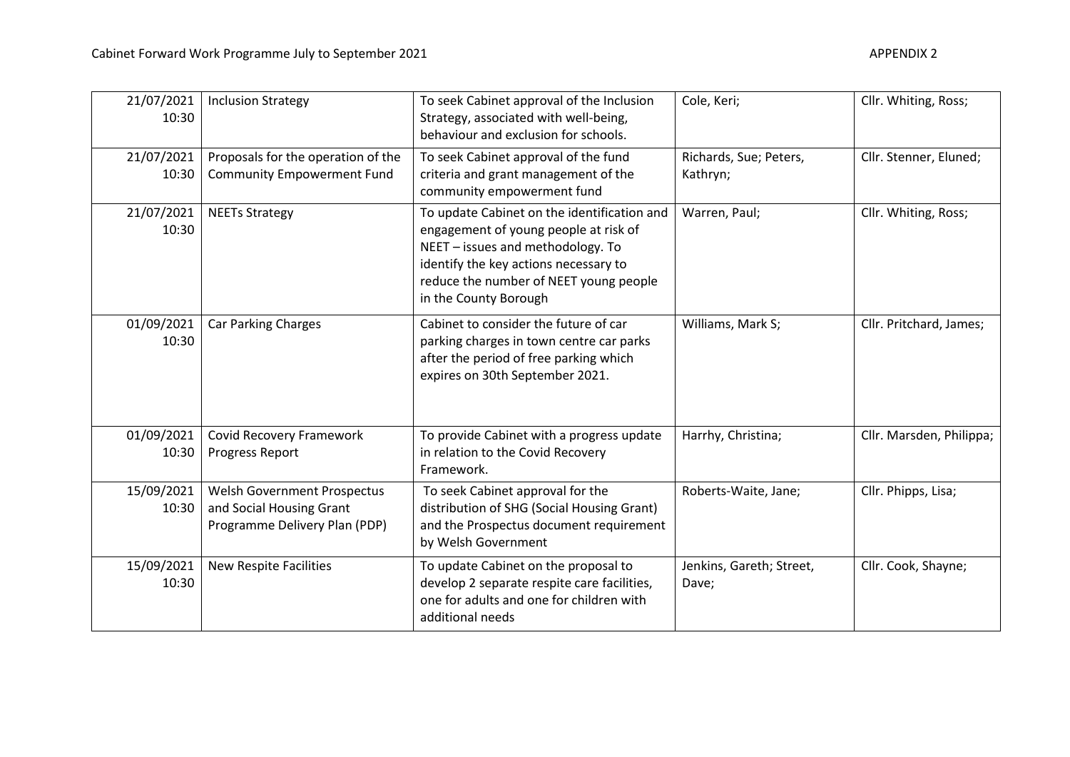Cabinet Forward Work Programme July to September 2021

APPENDIX 2

| | | | | |
|---|---|---|---|---|
| 21/07/2021 10:30 | Inclusion Strategy | To seek Cabinet approval of the Inclusion Strategy, associated with well-being, behaviour and exclusion for schools. | Cole, Keri; | Cllr. Whiting, Ross; |
| 21/07/2021 10:30 | Proposals for the operation of the Community Empowerment Fund | To seek Cabinet approval of the fund criteria and grant management of the community empowerment fund | Richards, Sue; Peters, Kathryn; | Cllr. Stenner, Eluned; |
| 21/07/2021 10:30 | NEETs Strategy | To update Cabinet on the identification and engagement of young people at risk of NEET – issues and methodology. To identify the key actions necessary to reduce the number of NEET young people in the County Borough | Warren, Paul; | Cllr. Whiting, Ross; |
| 01/09/2021 10:30 | Car Parking Charges | Cabinet to consider the future of car parking charges in town centre car parks after the period of free parking which expires on 30th September 2021. | Williams, Mark S; | Cllr. Pritchard, James; |
| 01/09/2021 10:30 | Covid Recovery Framework Progress Report | To provide Cabinet with a progress update in relation to the Covid Recovery Framework. | Harrhy, Christina; | Cllr. Marsden, Philippa; |
| 15/09/2021 10:30 | Welsh Government Prospectus and Social Housing Grant Programme Delivery Plan (PDP) | To seek Cabinet approval for the distribution of SHG (Social Housing Grant) and the Prospectus document requirement by Welsh Government | Roberts-Waite, Jane; | Cllr. Phipps, Lisa; |
| 15/09/2021 10:30 | New Respite Facilities | To update Cabinet on the proposal to develop 2 separate respite care facilities, one for adults and one for children with additional needs | Jenkins, Gareth; Street, Dave; | Cllr. Cook, Shayne; |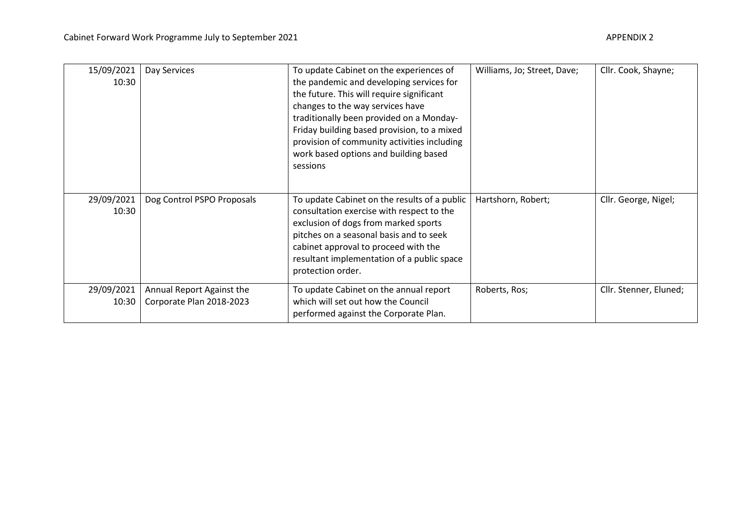| | | | | |
|---|---|---|---|---|
| 15/09/2021 10:30 | Day Services | To update Cabinet on the experiences of the pandemic and developing services for the future. This will require significant changes to the way services have traditionally been provided on a Monday-Friday building based provision, to a mixed provision of community activities including work based options and building based sessions | Williams, Jo; Street, Dave; | Cllr. Cook, Shayne; |
| 29/09/2021 10:30 | Dog Control PSPO Proposals | To update Cabinet on the results of a public consultation exercise with respect to the exclusion of dogs from marked sports pitches on a seasonal basis and to seek cabinet approval to proceed with the resultant implementation of a public space protection order. | Hartshorn, Robert; | Cllr. George, Nigel; |
| 29/09/2021 10:30 | Annual Report Against the Corporate Plan 2018-2023 | To update Cabinet on the annual report which will set out how the Council performed against the Corporate Plan. | Roberts, Ros; | Cllr. Stenner, Eluned; |